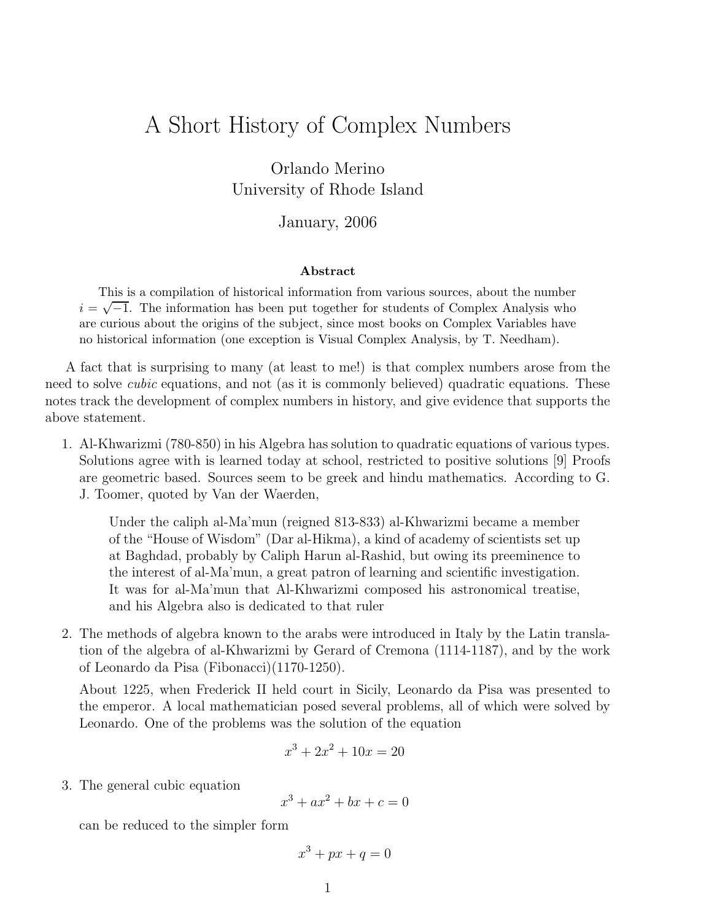# A Short History of Complex Numbers

Orlando Merino
University of Rhode Island

January, 2006

### Abstract

This is a compilation of historical information from various sources, about the number $i = \sqrt{-1}$. The information has been put together for students of Complex Analysis who are curious about the origins of the subject, since most books on Complex Variables have no historical information (one exception is Visual Complex Analysis, by T. Needham).

A fact that is surprising to many (at least to me!) is that complex numbers arose from the need to solve *cubic* equations, and not (as it is commonly believed) quadratic equations. These notes track the development of complex numbers in history, and give evidence that supports the above statement.

1. Al-Khwarizmi (780-850) in his Algebra has solution to quadratic equations of various types. Solutions agree with is learned today at school, restricted to positive solutions [9] Proofs are geometric based. Sources seem to be greek and hindu mathematics. According to G. J. Toomer, quoted by Van der Waerden,

   > Under the caliph al-Ma'mun (reigned 813-833) al-Khwarizmi became a member of the "House of Wisdom" (Dar al-Hikma), a kind of academy of scientists set up at Baghdad, probably by Caliph Harun al-Rashid, but owing its preeminence to the interest of al-Ma'mun, a great patron of learning and scientific investigation. It was for al-Ma'mun that Al-Khwarizmi composed his astronomical treatise, and his Algebra also is dedicated to that ruler

2. The methods of algebra known to the arabs were introduced in Italy by the Latin translation of the algebra of al-Khwarizmi by Gerard of Cremona (1114-1187), and by the work of Leonardo da Pisa (Fibonacci)(1170-1250).

   About 1225, when Frederick II held court in Sicily, Leonardo da Pisa was presented to the emperor. A local mathematician posed several problems, all of which were solved by Leonardo. One of the problems was the solution of the equation

   $$x^3 + 2x^2 + 10x = 20$$

3. The general cubic equation

   $$x^3 + ax^2 + bx + c = 0$$

   can be reduced to the simpler form

   $$x^3 + px + q = 0$$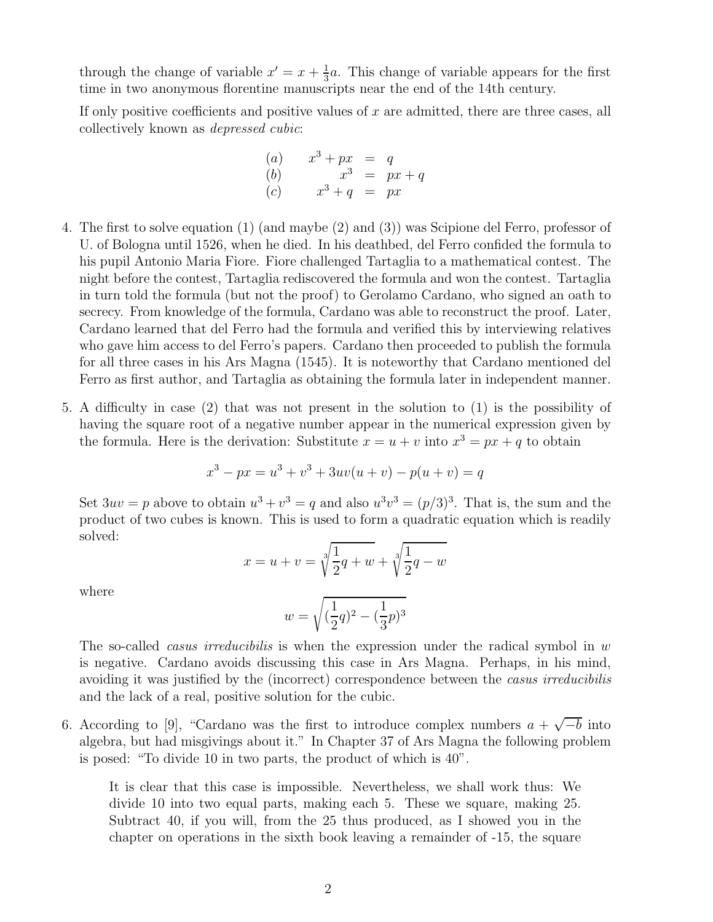through the change of variable $x' = x + \frac{1}{3}a$. This change of variable appears for the first time in two anonymous florentine manuscripts near the end of the 14th century.

If only positive coefficients and positive values of $x$ are admitted, there are three cases, all collectively known as *depressed cubic*:

$$
\begin{array}{lrcl}
(a) & x^3 + px & = & q \\
(b) & x^3 & = & px + q \\
(c) & x^3 + q & = & px
\end{array}
$$

4. The first to solve equation (1) (and maybe (2) and (3)) was Scipione del Ferro, professor of U. of Bologna until 1526, when he died. In his deathbed, del Ferro confided the formula to his pupil Antonio Maria Fiore. Fiore challenged Tartaglia to a mathematical contest. The night before the contest, Tartaglia rediscovered the formula and won the contest. Tartaglia in turn told the formula (but not the proof) to Gerolamo Cardano, who signed an oath to secrecy. From knowledge of the formula, Cardano was able to reconstruct the proof. Later, Cardano learned that del Ferro had the formula and verified this by interviewing relatives who gave him access to del Ferro's papers. Cardano then proceeded to publish the formula for all three cases in his Ars Magna (1545). It is noteworthy that Cardano mentioned del Ferro as first author, and Tartaglia as obtaining the formula later in independent manner.

5. A difficulty in case (2) that was not present in the solution to (1) is the possibility of having the square root of a negative number appear in the numerical expression given by the formula. Here is the derivation: Substitute $x = u + v$ into $x^3 = px + q$ to obtain

$$x^3 - px = u^3 + v^3 + 3uv(u + v) - p(u + v) = q$$

Set $3uv = p$ above to obtain $u^3 + v^3 = q$ and also $u^3v^3 = (p/3)^3$. That is, the sum and the product of two cubes is known. This is used to form a quadratic equation which is readily solved:

$$x = u + v = \sqrt[3]{\frac{1}{2}q + w} + \sqrt[3]{\frac{1}{2}q - w}$$

where

$$w = \sqrt{(\frac{1}{2}q)^2 - (\frac{1}{3}p)^3}$$

The so-called *casus irreducibilis* is when the expression under the radical symbol in $w$ is negative. Cardano avoids discussing this case in Ars Magna. Perhaps, in his mind, avoiding it was justified by the (incorrect) correspondence between the *casus irreducibilis* and the lack of a real, positive solution for the cubic.

6. According to [9], "Cardano was the first to introduce complex numbers $a + \sqrt{-b}$ into algebra, but had misgivings about it." In Chapter 37 of Ars Magna the following problem is posed: "To divide 10 in two parts, the product of which is 40".

> It is clear that this case is impossible. Nevertheless, we shall work thus: We divide 10 into two equal parts, making each 5. These we square, making 25. Subtract 40, if you will, from the 25 thus produced, as I showed you in the chapter on operations in the sixth book leaving a remainder of -15, the square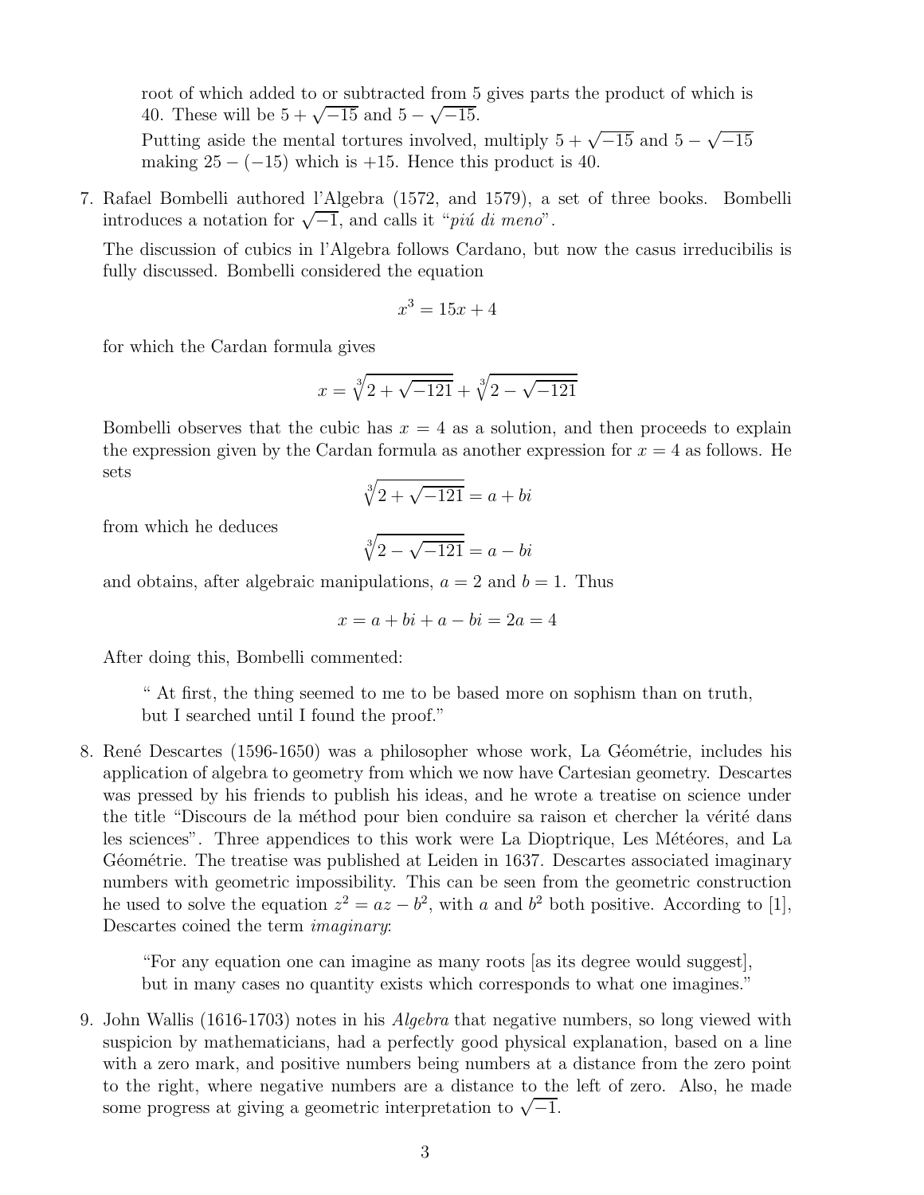root of which added to or subtracted from 5 gives parts the product of which is 40. These will be $5+\sqrt{-15}$ and $5-\sqrt{-15}$.

Putting aside the mental tortures involved, multiply $5+\sqrt{-15}$ and $5-\sqrt{-15}$ making $25-(-15)$ which is $+15$. Hence this product is 40.

7. Rafael Bombelli authored l'Algebra (1572, and 1579), a set of three books. Bombelli introduces a notation for $\sqrt{-1}$, and calls it "*piú di meno*".

   The discussion of cubics in l'Algebra follows Cardano, but now the casus irreducibilis is fully discussed. Bombelli considered the equation

   $$x^3 = 15x + 4$$

   for which the Cardan formula gives

   $$x = \sqrt[3]{2+\sqrt{-121}} + \sqrt[3]{2-\sqrt{-121}}$$

   Bombelli observes that the cubic has $x = 4$ as a solution, and then proceeds to explain the expression given by the Cardan formula as another expression for $x = 4$ as follows. He sets

   $$\sqrt[3]{2+\sqrt{-121}} = a + bi$$

   from which he deduces

   $$\sqrt[3]{2-\sqrt{-121}} = a - bi$$

   and obtains, after algebraic manipulations, $a = 2$ and $b = 1$. Thus

   $$x = a + bi + a - bi = 2a = 4$$

   After doing this, Bombelli commented:

   > " At first, the thing seemed to me to be based more on sophism than on truth, but I searched until I found the proof."

8. René Descartes (1596-1650) was a philosopher whose work, La Géométrie, includes his application of algebra to geometry from which we now have Cartesian geometry. Descartes was pressed by his friends to publish his ideas, and he wrote a treatise on science under the title "Discours de la méthod pour bien conduire sa raison et chercher la vérité dans les sciences". Three appendices to this work were La Dioptrique, Les Météores, and La Géométrie. The treatise was published at Leiden in 1637. Descartes associated imaginary numbers with geometric impossibility. This can be seen from the geometric construction he used to solve the equation $z^2 = az - b^2$, with $a$ and $b^2$ both positive. According to [1], Descartes coined the term *imaginary*:

   > "For any equation one can imagine as many roots [as its degree would suggest], but in many cases no quantity exists which corresponds to what one imagines."

9. John Wallis (1616-1703) notes in his *Algebra* that negative numbers, so long viewed with suspicion by mathematicians, had a perfectly good physical explanation, based on a line with a zero mark, and positive numbers being numbers at a distance from the zero point to the right, where negative numbers are a distance to the left of zero. Also, he made some progress at giving a geometric interpretation to $\sqrt{-1}$.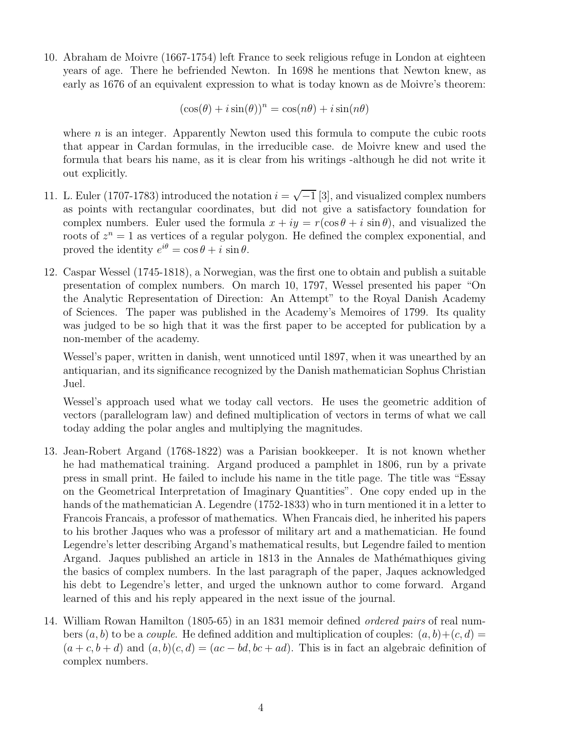10. Abraham de Moivre (1667-1754) left France to seek religious refuge in London at eighteen years of age. There he befriended Newton. In 1698 he mentions that Newton knew, as early as 1676 of an equivalent expression to what is today known as de Moivre's theorem:

$$(\cos(\theta) + i\sin(\theta))^n = \cos(n\theta) + i\sin(n\theta)$$

where $n$ is an integer. Apparently Newton used this formula to compute the cubic roots that appear in Cardan formulas, in the irreducible case. de Moivre knew and used the formula that bears his name, as it is clear from his writings -although he did not write it out explicitly.

11. L. Euler (1707-1783) introduced the notation $i = \sqrt{-1}$ [3], and visualized complex numbers as points with rectangular coordinates, but did not give a satisfactory foundation for complex numbers. Euler used the formula $x + iy = r(\cos\theta + i\,\sin\theta)$, and visualized the roots of $z^n = 1$ as vertices of a regular polygon. He defined the complex exponential, and proved the identity $e^{i\theta} = \cos\theta + i\,\sin\theta$.

12. Caspar Wessel (1745-1818), a Norwegian, was the first one to obtain and publish a suitable presentation of complex numbers. On march 10, 1797, Wessel presented his paper "On the Analytic Representation of Direction: An Attempt" to the Royal Danish Academy of Sciences. The paper was published in the Academy's Memoires of 1799. Its quality was judged to be so high that it was the first paper to be accepted for publication by a non-member of the academy.

    Wessel's paper, written in danish, went unnoticed until 1897, when it was unearthed by an antiquarian, and its significance recognized by the Danish mathematician Sophus Christian Juel.

    Wessel's approach used what we today call vectors. He uses the geometric addition of vectors (parallelogram law) and defined multiplication of vectors in terms of what we call today adding the polar angles and multiplying the magnitudes.

13. Jean-Robert Argand (1768-1822) was a Parisian bookkeeper. It is not known whether he had mathematical training. Argand produced a pamphlet in 1806, run by a private press in small print. He failed to include his name in the title page. The title was "Essay on the Geometrical Interpretation of Imaginary Quantities". One copy ended up in the hands of the mathematician A. Legendre (1752-1833) who in turn mentioned it in a letter to Francois Francais, a professor of mathematics. When Francais died, he inherited his papers to his brother Jaques who was a professor of military art and a mathematician. He found Legendre's letter describing Argand's mathematical results, but Legendre failed to mention Argand. Jaques published an article in 1813 in the Annales de Mathémathiques giving the basics of complex numbers. In the last paragraph of the paper, Jaques acknowledged his debt to Legendre's letter, and urged the unknown author to come forward. Argand learned of this and his reply appeared in the next issue of the journal.

14. William Rowan Hamilton (1805-65) in an 1831 memoir defined *ordered pairs* of real numbers $(a, b)$ to be a *couple*. He defined addition and multiplication of couples: $(a, b)+(c, d) = (a + c, b + d)$ and $(a, b)(c, d) = (ac - bd, bc + ad)$. This is in fact an algebraic definition of complex numbers.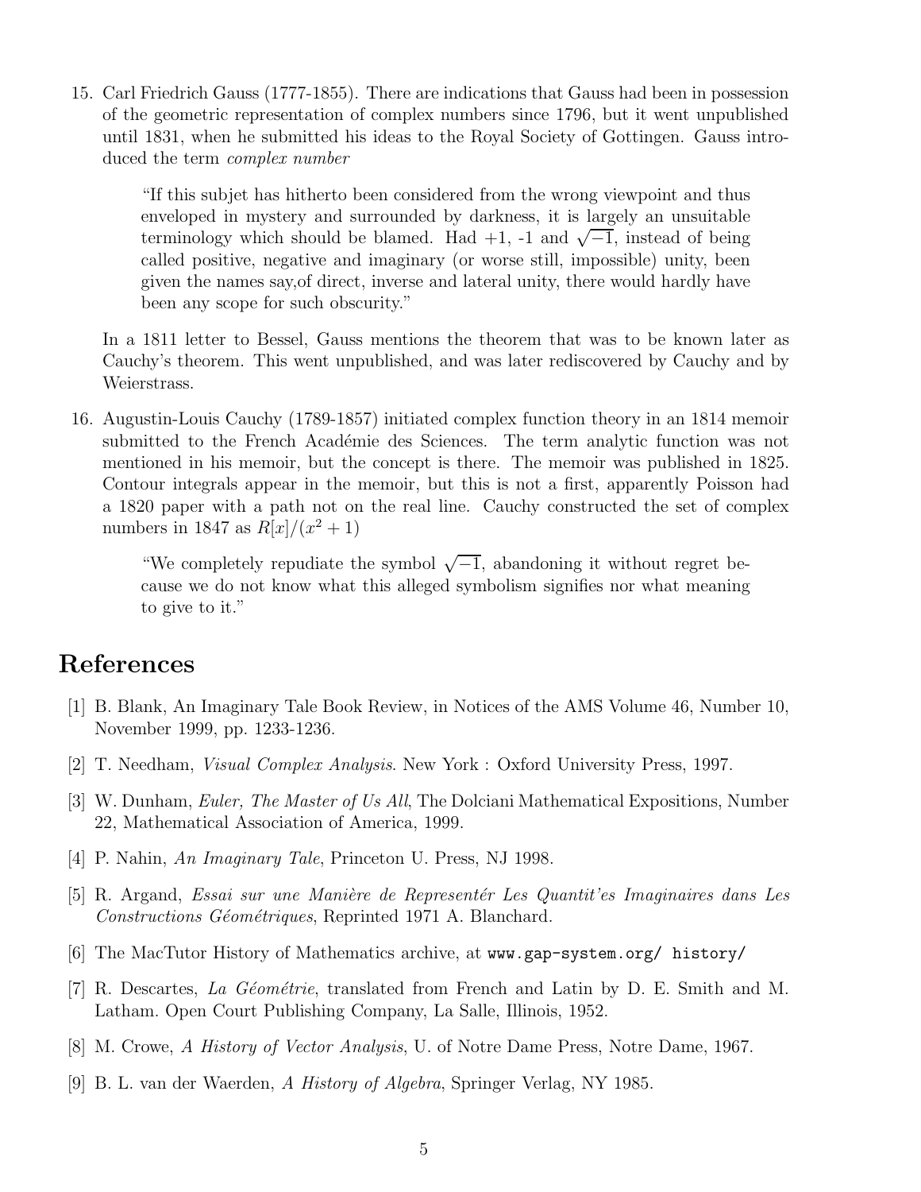15. Carl Friedrich Gauss (1777-1855). There are indications that Gauss had been in possession of the geometric representation of complex numbers since 1796, but it went unpublished until 1831, when he submitted his ideas to the Royal Society of Gottingen. Gauss introduced the term *complex number*

    > "If this subjet has hitherto been considered from the wrong viewpoint and thus enveloped in mystery and surrounded by darkness, it is largely an unsuitable terminology which should be blamed. Had +1, -1 and $\sqrt{-1}$, instead of being called positive, negative and imaginary (or worse still, impossible) unity, been given the names say,of direct, inverse and lateral unity, there would hardly have been any scope for such obscurity."

    In a 1811 letter to Bessel, Gauss mentions the theorem that was to be known later as Cauchy's theorem. This went unpublished, and was later rediscovered by Cauchy and by Weierstrass.

16. Augustin-Louis Cauchy (1789-1857) initiated complex function theory in an 1814 memoir submitted to the French Académie des Sciences. The term analytic function was not mentioned in his memoir, but the concept is there. The memoir was published in 1825. Contour integrals appear in the memoir, but this is not a first, apparently Poisson had a 1820 paper with a path not on the real line. Cauchy constructed the set of complex numbers in 1847 as $R[x]/(x^2 + 1)$

    > "We completely repudiate the symbol $\sqrt{-1}$, abandoning it without regret because we do not know what this alleged symbolism signifies nor what meaning to give to it."

# References

[1] B. Blank, An Imaginary Tale Book Review, in Notices of the AMS Volume 46, Number 10, November 1999, pp. 1233-1236.

[2] T. Needham, *Visual Complex Analysis*. New York : Oxford University Press, 1997.

[3] W. Dunham, *Euler, The Master of Us All*, The Dolciani Mathematical Expositions, Number 22, Mathematical Association of America, 1999.

[4] P. Nahin, *An Imaginary Tale*, Princeton U. Press, NJ 1998.

[5] R. Argand, *Essai sur une Manière de Representér Les Quantit'es Imaginaires dans Les Constructions Géométriques*, Reprinted 1971 A. Blanchard.

[6] The MacTutor History of Mathematics archive, at `www.gap-system.org/ history/`

[7] R. Descartes, *La Géométrie*, translated from French and Latin by D. E. Smith and M. Latham. Open Court Publishing Company, La Salle, Illinois, 1952.

[8] M. Crowe, *A History of Vector Analysis*, U. of Notre Dame Press, Notre Dame, 1967.

[9] B. L. van der Waerden, *A History of Algebra*, Springer Verlag, NY 1985.